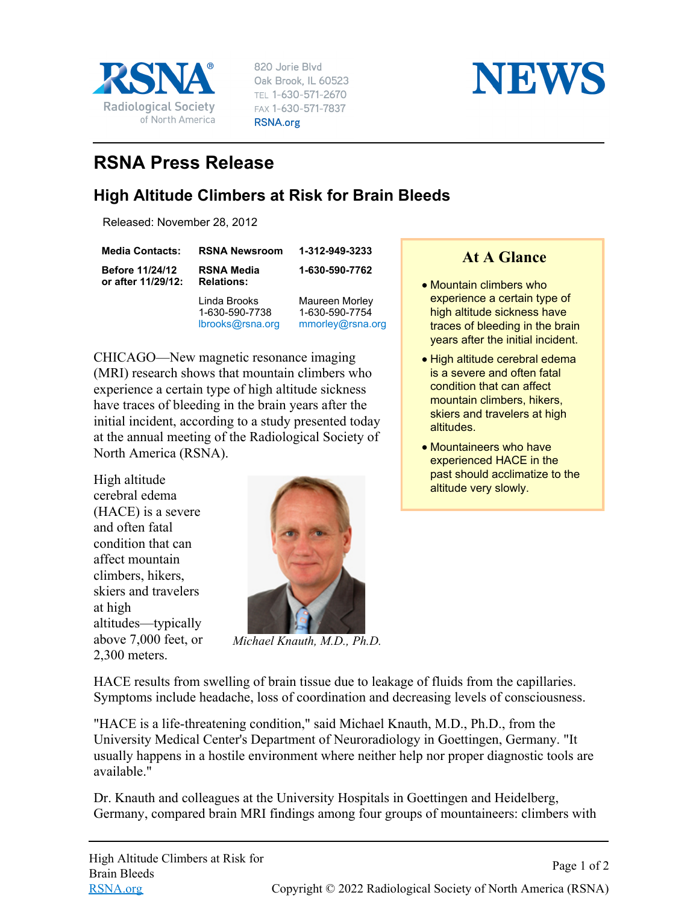RSNA® Radiological Society of North America

820 Jorie Blvd
Oak Brook, IL 60523
TEL 1-630-571-2670
FAX 1-630-571-7837
RSNA.org

NEWS

# RSNA Press Release

## High Altitude Climbers at Risk for Brain Bleeds

Released: November 28, 2012

| | | |
|---|---|---|
| **Media Contacts:** | **RSNA Newsroom** | **1-312-949-3233** |
| **Before 11/24/12 or after 11/29/12:** | **RSNA Media Relations:** | **1-630-590-7762** |
| | Linda Brooks<br>1-630-590-7738<br>lbrooks@rsna.org | Maureen Morley<br>1-630-590-7754<br>mmorley@rsna.org |

### At A Glance

- Mountain climbers who experience a certain type of high altitude sickness have traces of bleeding in the brain years after the initial incident.
- High altitude cerebral edema is a severe and often fatal condition that can affect mountain climbers, hikers, skiers and travelers at high altitudes.
- Mountaineers who have experienced HACE in the past should acclimatize to the altitude very slowly.

CHICAGO—New magnetic resonance imaging (MRI) research shows that mountain climbers who experience a certain type of high altitude sickness have traces of bleeding in the brain years after the initial incident, according to a study presented today at the annual meeting of the Radiological Society of North America (RSNA).

High altitude cerebral edema (HACE) is a severe and often fatal condition that can affect mountain climbers, hikers, skiers and travelers at high altitudes—typically above 7,000 feet, or 2,300 meters.

*Michael Knauth, M.D., Ph.D.*

HACE results from swelling of brain tissue due to leakage of fluids from the capillaries. Symptoms include headache, loss of coordination and decreasing levels of consciousness.

"HACE is a life-threatening condition," said Michael Knauth, M.D., Ph.D., from the University Medical Center's Department of Neuroradiology in Goettingen, Germany. "It usually happens in a hostile environment where neither help nor proper diagnostic tools are available."

Dr. Knauth and colleagues at the University Hospitals in Goettingen and Heidelberg, Germany, compared brain MRI findings among four groups of mountaineers: climbers with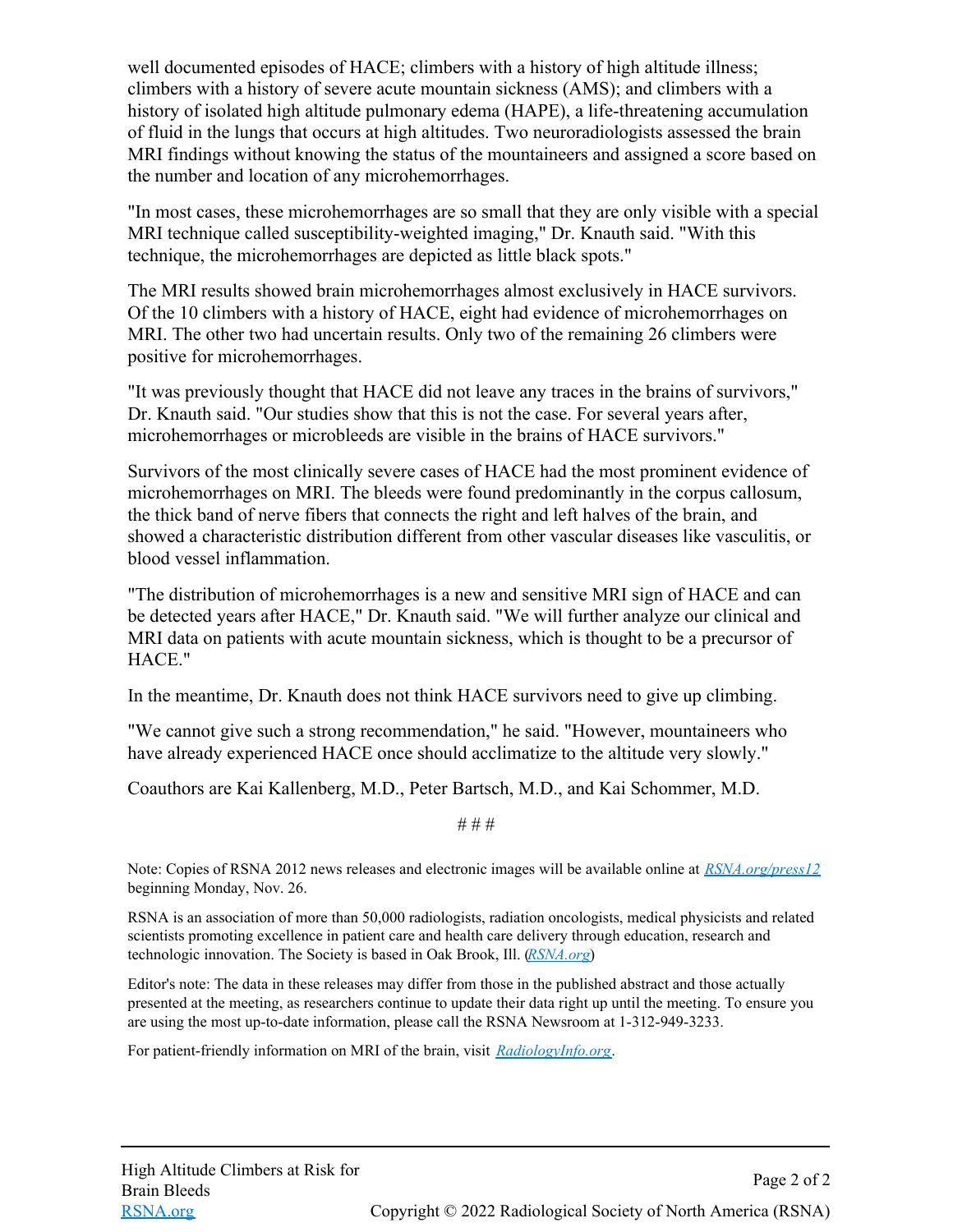well documented episodes of HACE; climbers with a history of high altitude illness; climbers with a history of severe acute mountain sickness (AMS); and climbers with a history of isolated high altitude pulmonary edema (HAPE), a life-threatening accumulation of fluid in the lungs that occurs at high altitudes. Two neuroradiologists assessed the brain MRI findings without knowing the status of the mountaineers and assigned a score based on the number and location of any microhemorrhages.

"In most cases, these microhemorrhages are so small that they are only visible with a special MRI technique called susceptibility-weighted imaging," Dr. Knauth said. "With this technique, the microhemorrhages are depicted as little black spots."

The MRI results showed brain microhemorrhages almost exclusively in HACE survivors. Of the 10 climbers with a history of HACE, eight had evidence of microhemorrhages on MRI. The other two had uncertain results. Only two of the remaining 26 climbers were positive for microhemorrhages.

"It was previously thought that HACE did not leave any traces in the brains of survivors," Dr. Knauth said. "Our studies show that this is not the case. For several years after, microhemorrhages or microbleeds are visible in the brains of HACE survivors."

Survivors of the most clinically severe cases of HACE had the most prominent evidence of microhemorrhages on MRI. The bleeds were found predominantly in the corpus callosum, the thick band of nerve fibers that connects the right and left halves of the brain, and showed a characteristic distribution different from other vascular diseases like vasculitis, or blood vessel inflammation.

"The distribution of microhemorrhages is a new and sensitive MRI sign of HACE and can be detected years after HACE," Dr. Knauth said. "We will further analyze our clinical and MRI data on patients with acute mountain sickness, which is thought to be a precursor of HACE."

In the meantime, Dr. Knauth does not think HACE survivors need to give up climbing.

"We cannot give such a strong recommendation," he said. "However, mountaineers who have already experienced HACE once should acclimatize to the altitude very slowly."

Coauthors are Kai Kallenberg, M.D., Peter Bartsch, M.D., and Kai Schommer, M.D.

# # #

Note: Copies of RSNA 2012 news releases and electronic images will be available online at [RSNA.org/press12](RSNA.org/press12) beginning Monday, Nov. 26.

RSNA is an association of more than 50,000 radiologists, radiation oncologists, medical physicists and related scientists promoting excellence in patient care and health care delivery through education, research and technologic innovation. The Society is based in Oak Brook, Ill. ([RSNA.org](RSNA.org))

Editor's note: The data in these releases may differ from those in the published abstract and those actually presented at the meeting, as researchers continue to update their data right up until the meeting. To ensure you are using the most up-to-date information, please call the RSNA Newsroom at 1-312-949-3233.

For patient-friendly information on MRI of the brain, visit [RadiologyInfo.org](RadiologyInfo.org).